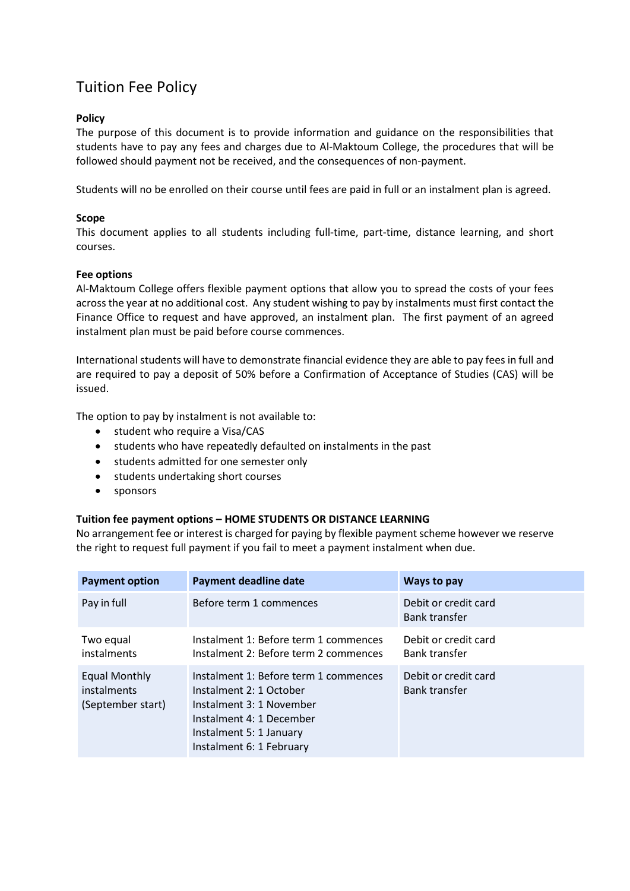# Tuition Fee Policy

**Policy**

The purpose of this document is to provide information and guidance on the responsibilities that students have to pay any fees and charges due to Al-Maktoum College, the procedures that will be followed should payment not be received, and the consequences of non-payment.

Students will no be enrolled on their course until fees are paid in full or an instalment plan is agreed.

**Scope**

This document applies to all students including full-time, part-time, distance learning, and short courses.

**Fee options**

Al-Maktoum College offers flexible payment options that allow you to spread the costs of your fees across the year at no additional cost. Any student wishing to pay by instalments must first contact the Finance Office to request and have approved, an instalment plan. The first payment of an agreed instalment plan must be paid before course commences.

International students will have to demonstrate financial evidence they are able to pay fees in full and are required to pay a deposit of 50% before a Confirmation of Acceptance of Studies (CAS) will be issued.

The option to pay by instalment is not available to:

- student who require a Visa/CAS
- students who have repeatedly defaulted on instalments in the past
- students admitted for one semester only
- students undertaking short courses
- sponsors

**Tuition fee payment options – HOME STUDENTS OR DISTANCE LEARNING**

No arrangement fee or interest is charged for paying by flexible payment scheme however we reserve the right to request full payment if you fail to meet a payment instalment when due.

| Payment option | Payment deadline date | Ways to pay |
|---|---|---|
| Pay in full | Before term 1 commences | Debit or credit card<br>Bank transfer |
| Two equal instalments | Instalment 1: Before term 1 commences<br>Instalment 2: Before term 2 commences | Debit or credit card<br>Bank transfer |
| Equal Monthly instalments (September start) | Instalment 1: Before term 1 commences<br>Instalment 2: 1 October<br>Instalment 3: 1 November<br>Instalment 4: 1 December<br>Instalment 5: 1 January<br>Instalment 6: 1 February | Debit or credit card<br>Bank transfer |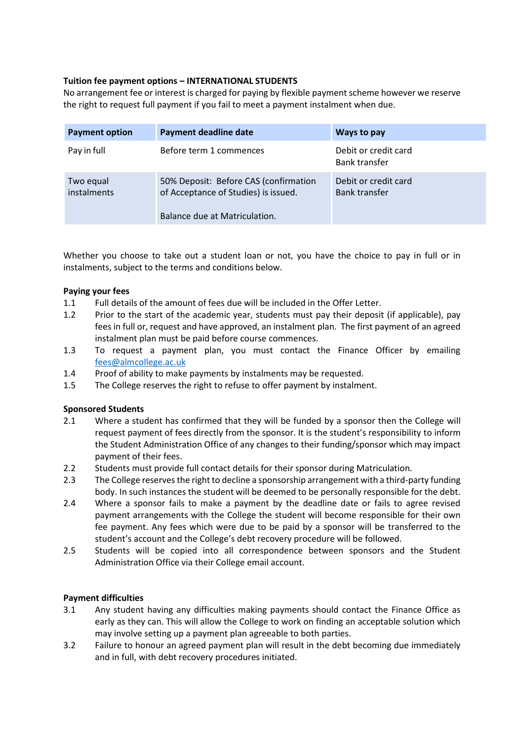**Tuition fee payment options – INTERNATIONAL STUDENTS**

No arrangement fee or interest is charged for paying by flexible payment scheme however we reserve the right to request full payment if you fail to meet a payment instalment when due.

| Payment option | Payment deadline date | Ways to pay |
|---|---|---|
| Pay in full | Before term 1 commences | Debit or credit card<br>Bank transfer |
| Two equal instalments | 50% Deposit: Before CAS (confirmation of Acceptance of Studies) is issued.<br><br>Balance due at Matriculation. | Debit or credit card<br>Bank transfer |

Whether you choose to take out a student loan or not, you have the choice to pay in full or in instalments, subject to the terms and conditions below.

**Paying your fees**

1.1 Full details of the amount of fees due will be included in the Offer Letter.

1.2 Prior to the start of the academic year, students must pay their deposit (if applicable), pay fees in full or, request and have approved, an instalment plan. The first payment of an agreed instalment plan must be paid before course commences.

1.3 To request a payment plan, you must contact the Finance Officer by emailing [fees@almcollege.ac.uk](mailto:fees@almcollege.ac.uk)

1.4 Proof of ability to make payments by instalments may be requested.

1.5 The College reserves the right to refuse to offer payment by instalment.

**Sponsored Students**

2.1 Where a student has confirmed that they will be funded by a sponsor then the College will request payment of fees directly from the sponsor. It is the student's responsibility to inform the Student Administration Office of any changes to their funding/sponsor which may impact payment of their fees.

2.2 Students must provide full contact details for their sponsor during Matriculation.

2.3 The College reserves the right to decline a sponsorship arrangement with a third-party funding body. In such instances the student will be deemed to be personally responsible for the debt.

2.4 Where a sponsor fails to make a payment by the deadline date or fails to agree revised payment arrangements with the College the student will become responsible for their own fee payment. Any fees which were due to be paid by a sponsor will be transferred to the student's account and the College's debt recovery procedure will be followed.

2.5 Students will be copied into all correspondence between sponsors and the Student Administration Office via their College email account.

**Payment difficulties**

3.1 Any student having any difficulties making payments should contact the Finance Office as early as they can. This will allow the College to work on finding an acceptable solution which may involve setting up a payment plan agreeable to both parties.

3.2 Failure to honour an agreed payment plan will result in the debt becoming due immediately and in full, with debt recovery procedures initiated.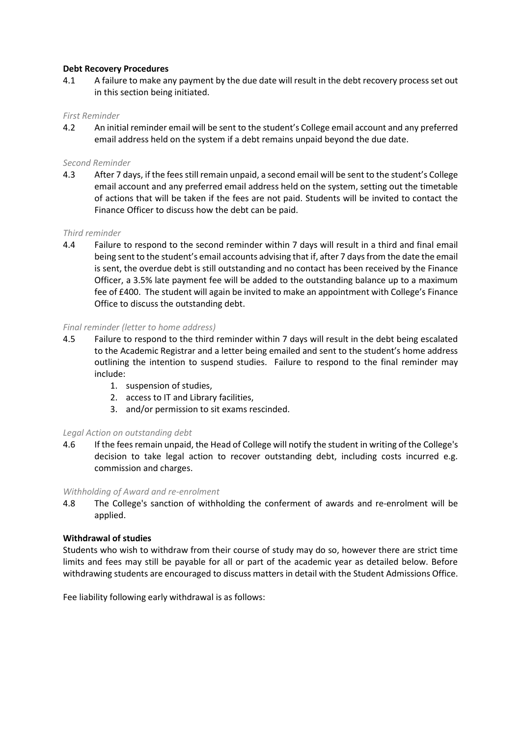**Debt Recovery Procedures**

4.1 A failure to make any payment by the due date will result in the debt recovery process set out in this section being initiated.

*First Reminder*

4.2 An initial reminder email will be sent to the student's College email account and any preferred email address held on the system if a debt remains unpaid beyond the due date.

*Second Reminder*

4.3 After 7 days, if the fees still remain unpaid, a second email will be sent to the student's College email account and any preferred email address held on the system, setting out the timetable of actions that will be taken if the fees are not paid. Students will be invited to contact the Finance Officer to discuss how the debt can be paid.

*Third reminder*

4.4 Failure to respond to the second reminder within 7 days will result in a third and final email being sent to the student's email accounts advising that if, after 7 days from the date the email is sent, the overdue debt is still outstanding and no contact has been received by the Finance Officer, a 3.5% late payment fee will be added to the outstanding balance up to a maximum fee of £400. The student will again be invited to make an appointment with College's Finance Office to discuss the outstanding debt.

*Final reminder (letter to home address)*

4.5 Failure to respond to the third reminder within 7 days will result in the debt being escalated to the Academic Registrar and a letter being emailed and sent to the student's home address outlining the intention to suspend studies. Failure to respond to the final reminder may include:

1. suspension of studies,
2. access to IT and Library facilities,
3. and/or permission to sit exams rescinded.

*Legal Action on outstanding debt*

4.6 If the fees remain unpaid, the Head of College will notify the student in writing of the College's decision to take legal action to recover outstanding debt, including costs incurred e.g. commission and charges.

*Withholding of Award and re-enrolment*

4.8 The College's sanction of withholding the conferment of awards and re-enrolment will be applied.

**Withdrawal of studies**

Students who wish to withdraw from their course of study may do so, however there are strict time limits and fees may still be payable for all or part of the academic year as detailed below. Before withdrawing students are encouraged to discuss matters in detail with the Student Admissions Office.

Fee liability following early withdrawal is as follows: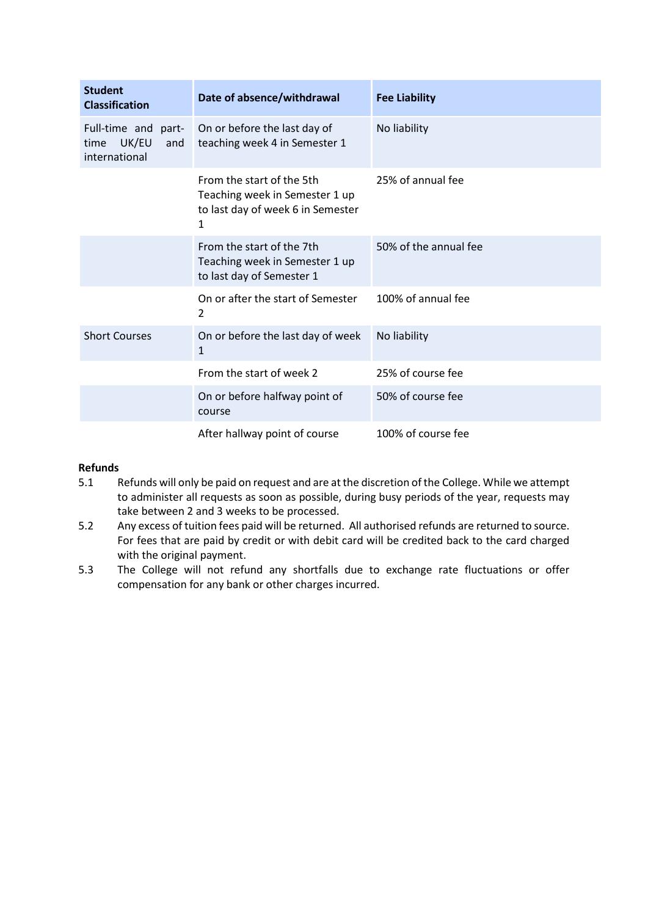| Student Classification | Date of absence/withdrawal | Fee Liability |
|---|---|---|
| Full-time and part-time UK/EU and international | On or before the last day of teaching week 4 in Semester 1 | No liability |
| | From the start of the 5th Teaching week in Semester 1 up to last day of week 6 in Semester 1 | 25% of annual fee |
| | From the start of the 7th Teaching week in Semester 1 up to last day of Semester 1 | 50% of the annual fee |
| | On or after the start of Semester 2 | 100% of annual fee |
| Short Courses | On or before the last day of week 1 | No liability |
| | From the start of week 2 | 25% of course fee |
| | On or before halfway point of course | 50% of course fee |
| | After hallway point of course | 100% of course fee |

**Refunds**

5.1 Refunds will only be paid on request and are at the discretion of the College. While we attempt to administer all requests as soon as possible, during busy periods of the year, requests may take between 2 and 3 weeks to be processed.

5.2 Any excess of tuition fees paid will be returned. All authorised refunds are returned to source. For fees that are paid by credit or with debit card will be credited back to the card charged with the original payment.

5.3 The College will not refund any shortfalls due to exchange rate fluctuations or offer compensation for any bank or other charges incurred.